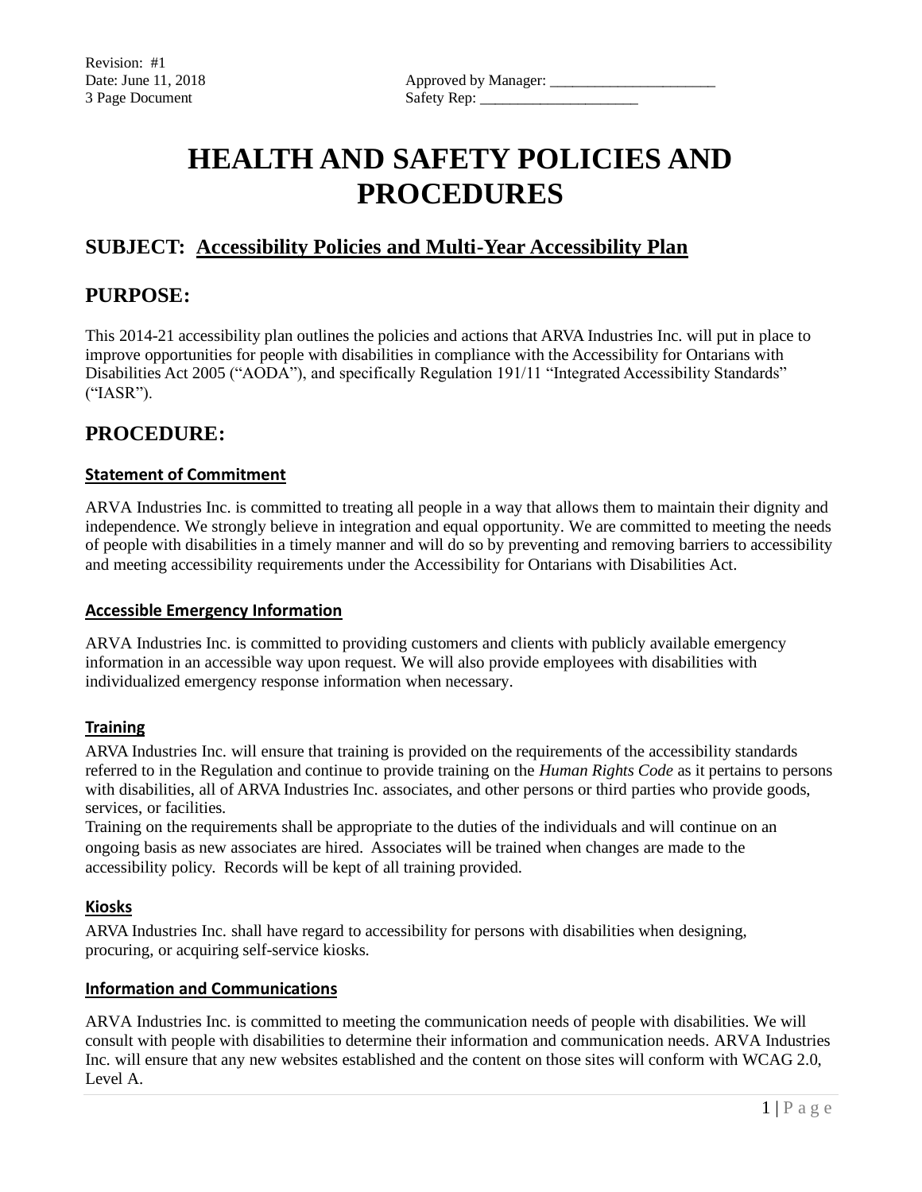Revision: #1
Date: June 11, 2018
3 Page Document

Approved by Manager: ______________________
Safety Rep: _____________________

# HEALTH AND SAFETY POLICIES AND PROCEDURES

## SUBJECT: Accessibility Policies and Multi-Year Accessibility Plan

## PURPOSE:

This 2014-21 accessibility plan outlines the policies and actions that ARVA Industries Inc. will put in place to improve opportunities for people with disabilities in compliance with the Accessibility for Ontarians with Disabilities Act 2005 ("AODA"), and specifically Regulation 191/11 "Integrated Accessibility Standards" ("IASR").

## PROCEDURE:

### Statement of Commitment

ARVA Industries Inc. is committed to treating all people in a way that allows them to maintain their dignity and independence. We strongly believe in integration and equal opportunity. We are committed to meeting the needs of people with disabilities in a timely manner and will do so by preventing and removing barriers to accessibility and meeting accessibility requirements under the Accessibility for Ontarians with Disabilities Act.

### Accessible Emergency Information

ARVA Industries Inc. is committed to providing customers and clients with publicly available emergency information in an accessible way upon request. We will also provide employees with disabilities with individualized emergency response information when necessary.

### Training

ARVA Industries Inc. will ensure that training is provided on the requirements of the accessibility standards referred to in the Regulation and continue to provide training on the *Human Rights Code* as it pertains to persons with disabilities, all of ARVA Industries Inc. associates, and other persons or third parties who provide goods, services, or facilities.
Training on the requirements shall be appropriate to the duties of the individuals and will continue on an ongoing basis as new associates are hired. Associates will be trained when changes are made to the accessibility policy. Records will be kept of all training provided.

### Kiosks

ARVA Industries Inc. shall have regard to accessibility for persons with disabilities when designing, procuring, or acquiring self-service kiosks.

### Information and Communications

ARVA Industries Inc. is committed to meeting the communication needs of people with disabilities. We will consult with people with disabilities to determine their information and communication needs. ARVA Industries Inc. will ensure that any new websites established and the content on those sites will conform with WCAG 2.0, Level A.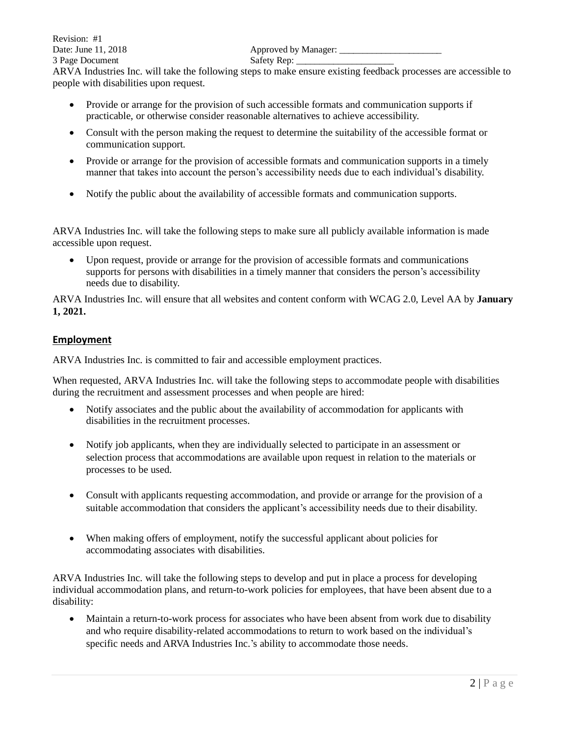ARVA Industries Inc. will take the following steps to make ensure existing feedback processes are accessible to people with disabilities upon request.

- Provide or arrange for the provision of such accessible formats and communication supports if practicable, or otherwise consider reasonable alternatives to achieve accessibility.
- Consult with the person making the request to determine the suitability of the accessible format or communication support.
- Provide or arrange for the provision of accessible formats and communication supports in a timely manner that takes into account the person's accessibility needs due to each individual's disability.
- Notify the public about the availability of accessible formats and communication supports.

ARVA Industries Inc. will take the following steps to make sure all publicly available information is made accessible upon request.

- Upon request, provide or arrange for the provision of accessible formats and communications supports for persons with disabilities in a timely manner that considers the person's accessibility needs due to disability.

ARVA Industries Inc. will ensure that all websites and content conform with WCAG 2.0, Level AA by **January 1, 2021.**

## Employment

ARVA Industries Inc. is committed to fair and accessible employment practices.

When requested, ARVA Industries Inc. will take the following steps to accommodate people with disabilities during the recruitment and assessment processes and when people are hired:

- Notify associates and the public about the availability of accommodation for applicants with disabilities in the recruitment processes.
- Notify job applicants, when they are individually selected to participate in an assessment or selection process that accommodations are available upon request in relation to the materials or processes to be used.
- Consult with applicants requesting accommodation, and provide or arrange for the provision of a suitable accommodation that considers the applicant's accessibility needs due to their disability.
- When making offers of employment, notify the successful applicant about policies for accommodating associates with disabilities.

ARVA Industries Inc. will take the following steps to develop and put in place a process for developing individual accommodation plans, and return-to-work policies for employees, that have been absent due to a disability:

- Maintain a return-to-work process for associates who have been absent from work due to disability and who require disability-related accommodations to return to work based on the individual's specific needs and ARVA Industries Inc.'s ability to accommodate those needs.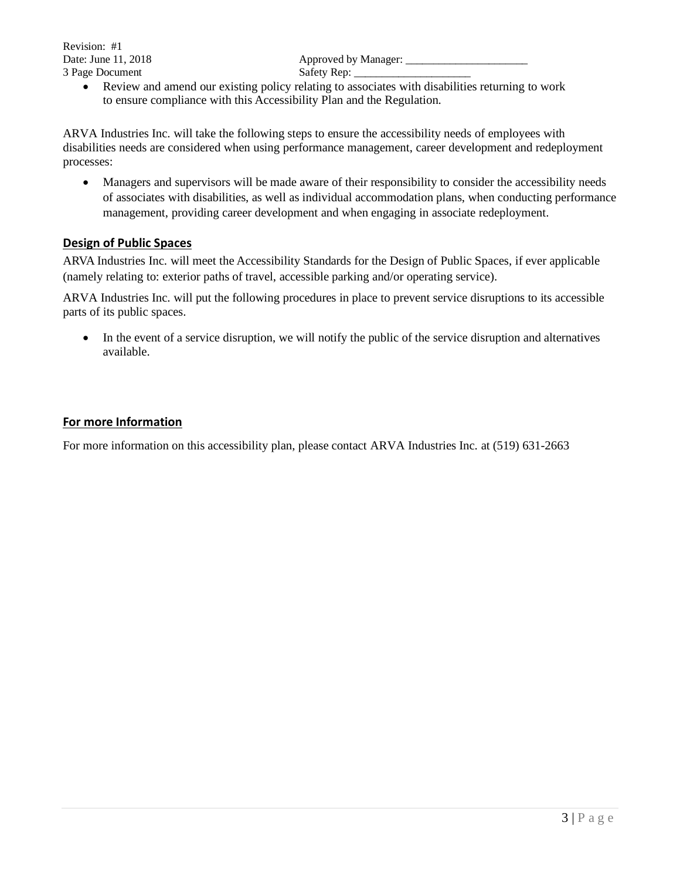- Review and amend our existing policy relating to associates with disabilities returning to work to ensure compliance with this Accessibility Plan and the Regulation.

ARVA Industries Inc. will take the following steps to ensure the accessibility needs of employees with disabilities needs are considered when using performance management, career development and redeployment processes:

- Managers and supervisors will be made aware of their responsibility to consider the accessibility needs of associates with disabilities, as well as individual accommodation plans, when conducting performance management, providing career development and when engaging in associate redeployment.

## Design of Public Spaces

ARVA Industries Inc. will meet the Accessibility Standards for the Design of Public Spaces, if ever applicable (namely relating to: exterior paths of travel, accessible parking and/or operating service).

ARVA Industries Inc. will put the following procedures in place to prevent service disruptions to its accessible parts of its public spaces.

- In the event of a service disruption, we will notify the public of the service disruption and alternatives available.

## For more Information

For more information on this accessibility plan, please contact ARVA Industries Inc. at (519) 631-2663